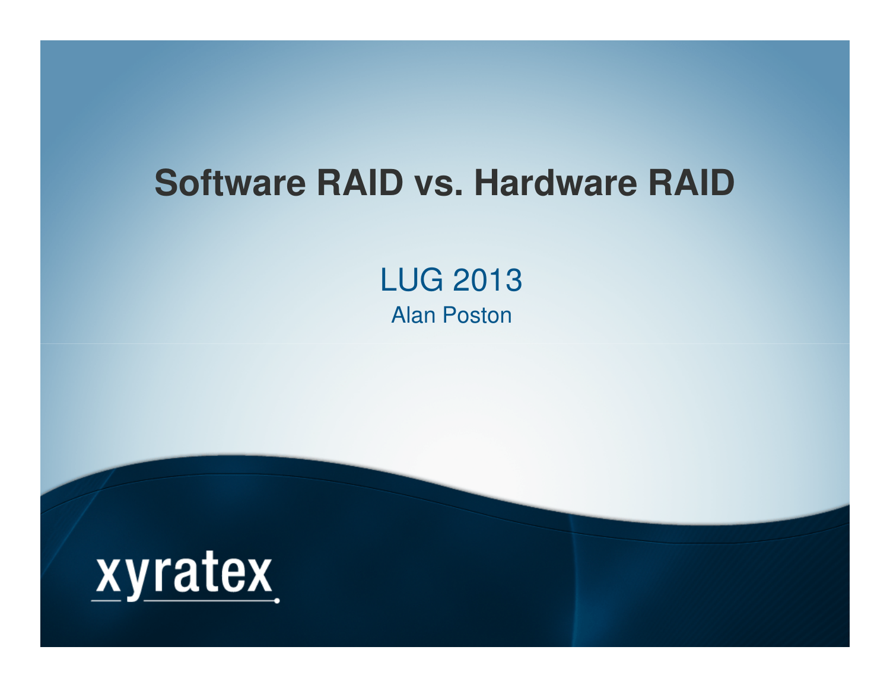# Software RAID vs. Hardware RAID

LUG 2013

Alan Poston

xyratex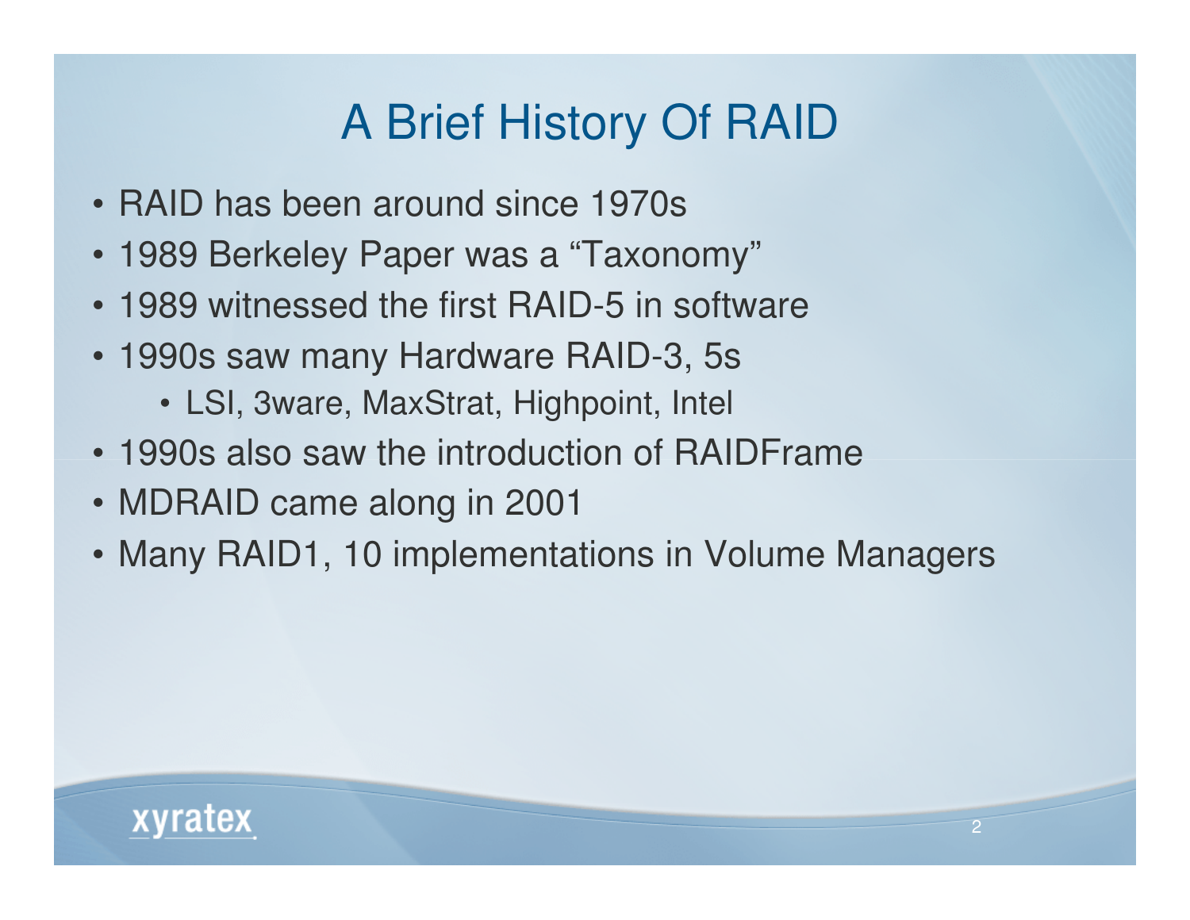# A Brief History Of RAID

- RAID has been around since 1970s
- 1989 Berkeley Paper was a "Taxonomy"
- 1989 witnessed the first RAID-5 in software
- 1990s saw many Hardware RAID-3, 5s
  - LSI, 3ware, MaxStrat, Highpoint, Intel
- 1990s also saw the introduction of RAIDFrame
- MDRAID came along in 2001
- Many RAID1, 10 implementations in Volume Managers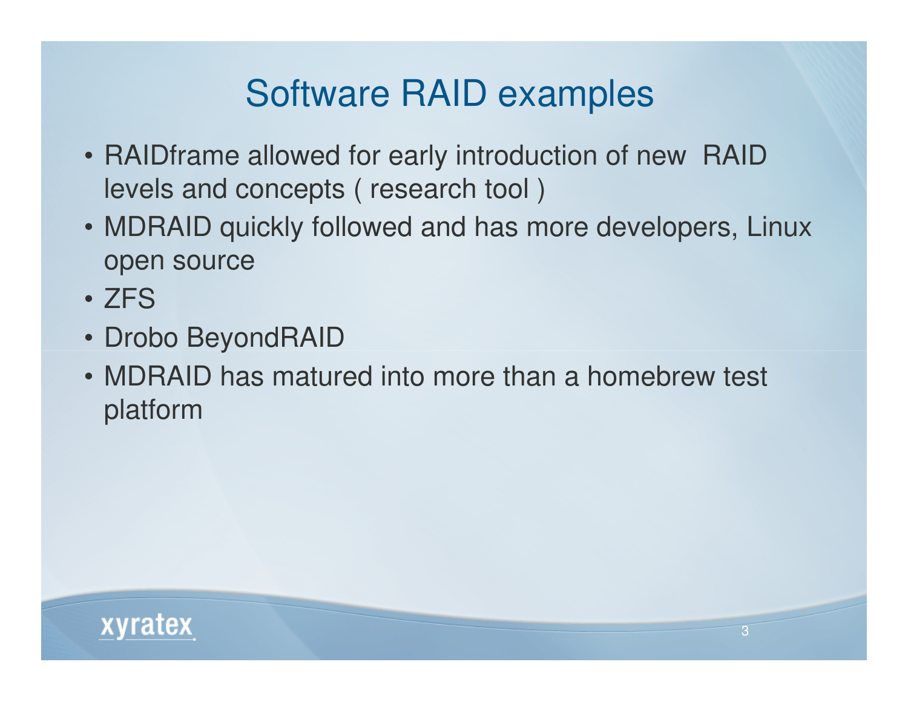# Software RAID examples

- RAIDframe allowed for early introduction of new RAID levels and concepts ( research tool )
- MDRAID quickly followed and has more developers, Linux open source
- ZFS
- Drobo BeyondRAID
- MDRAID has matured into more than a homebrew test platform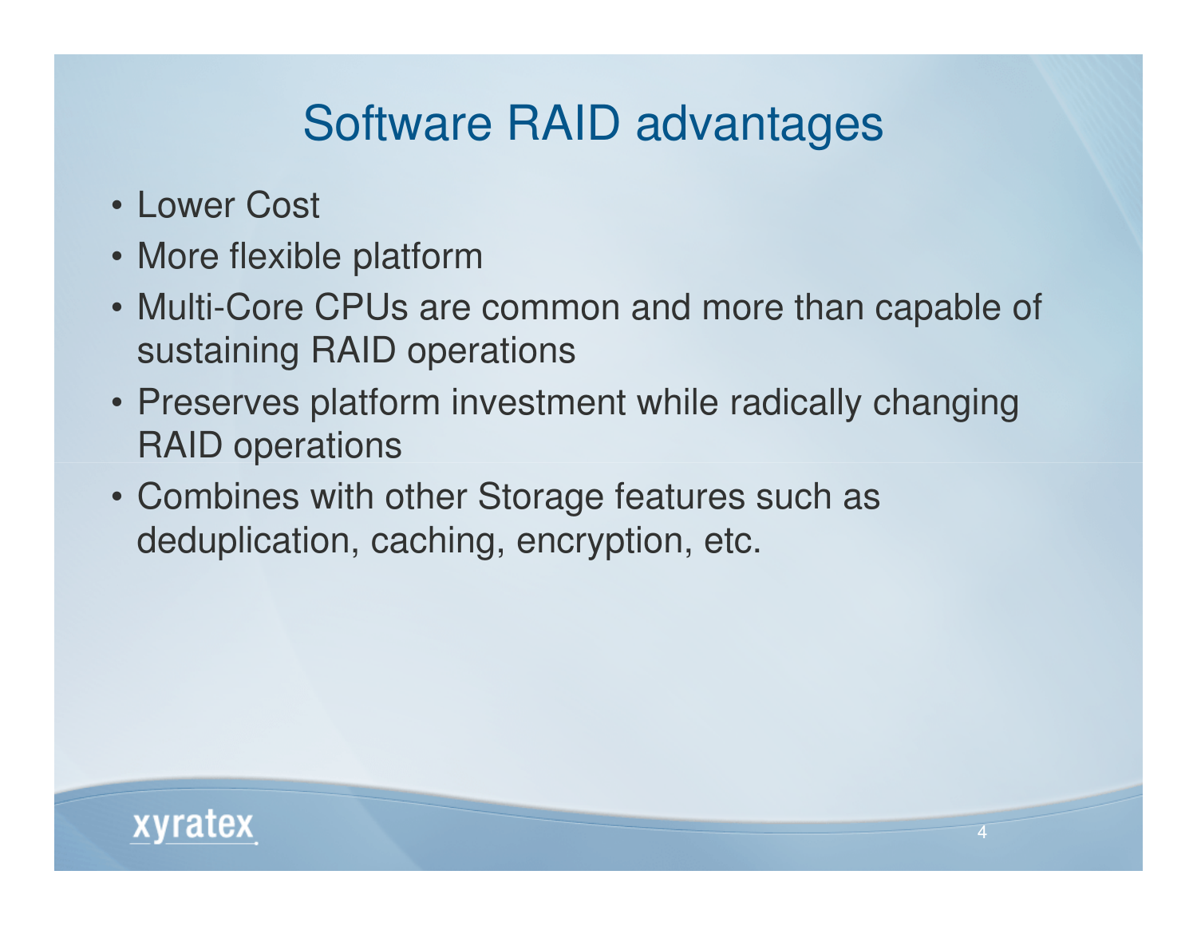# Software RAID advantages

- Lower Cost
- More flexible platform
- Multi-Core CPUs are common and more than capable of sustaining RAID operations
- Preserves platform investment while radically changing RAID operations
- Combines with other Storage features such as deduplication, caching, encryption, etc.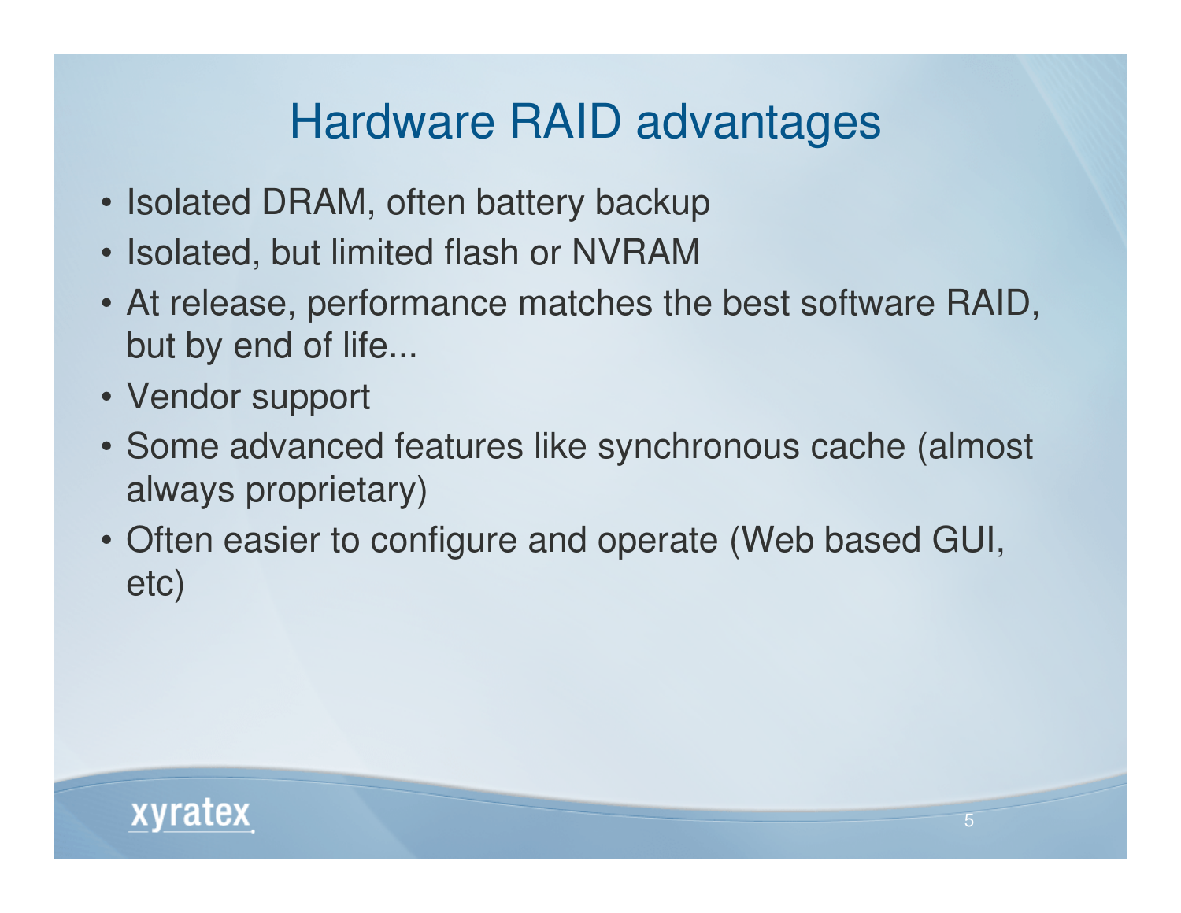# Hardware RAID advantages

- Isolated DRAM, often battery backup
- Isolated, but limited flash or NVRAM
- At release, performance matches the best software RAID, but by end of life...
- Vendor support
- Some advanced features like synchronous cache (almost always proprietary)
- Often easier to configure and operate (Web based GUI, etc)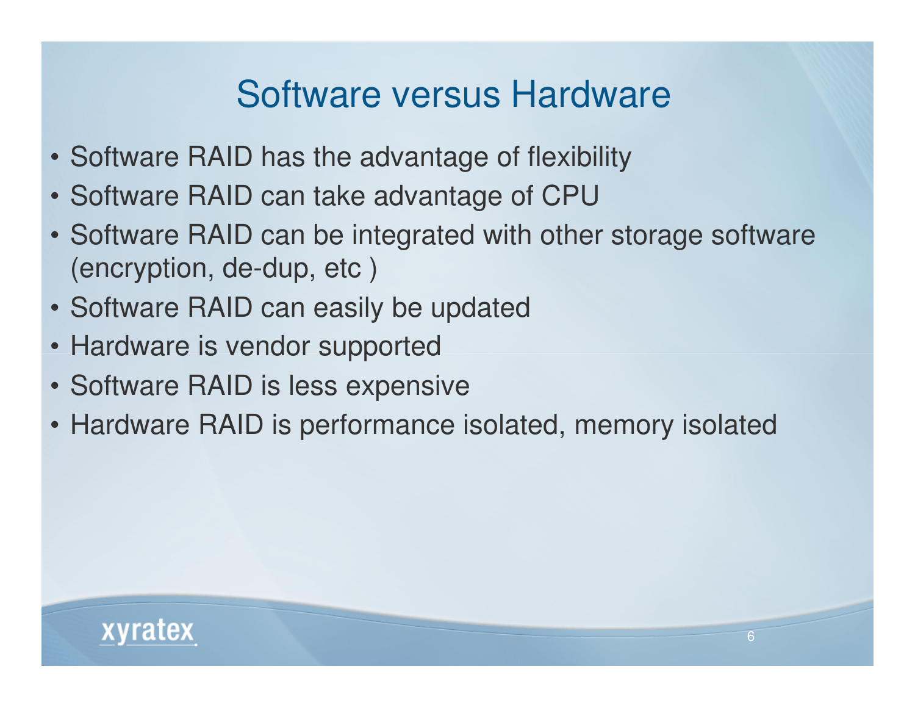# Software versus Hardware

- Software RAID has the advantage of flexibility
- Software RAID can take advantage of CPU
- Software RAID can be integrated with other storage software (encryption, de-dup, etc )
- Software RAID can easily be updated
- Hardware is vendor supported
- Software RAID is less expensive
- Hardware RAID is performance isolated, memory isolated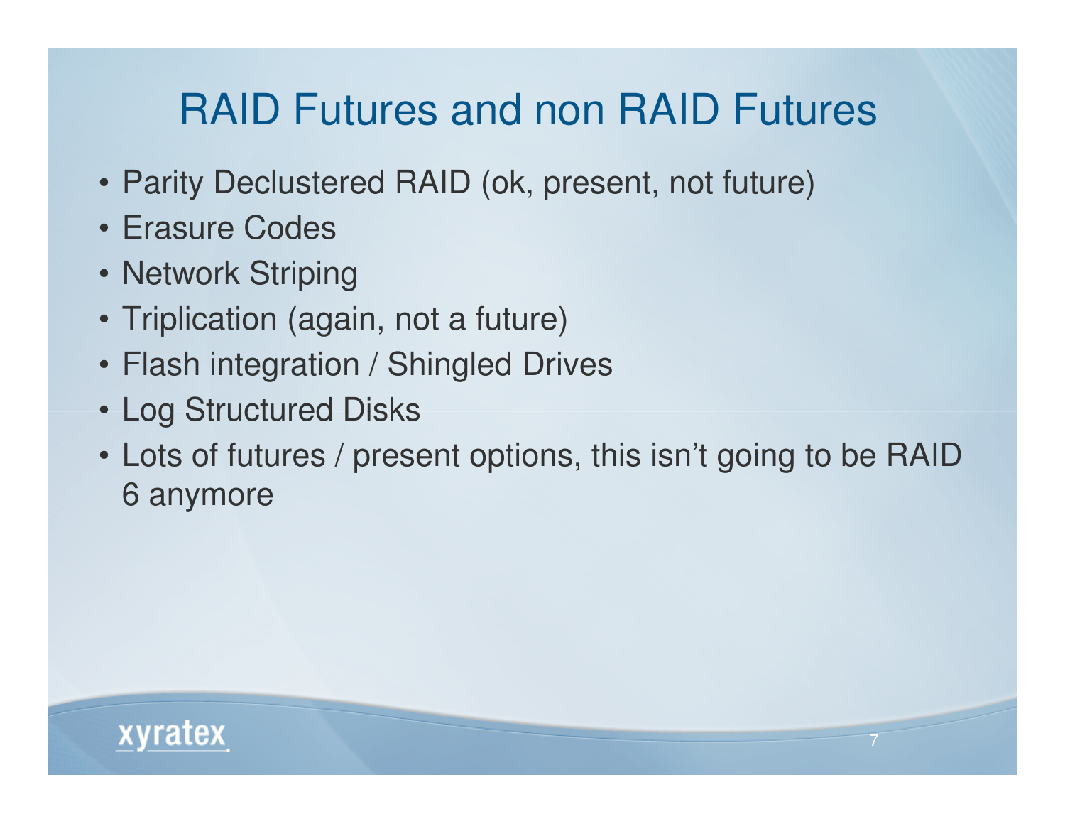# RAID Futures and non RAID Futures

- Parity Declustered RAID (ok, present, not future)
- Erasure Codes
- Network Striping
- Triplication (again, not a future)
- Flash integration / Shingled Drives
- Log Structured Disks
- Lots of futures / present options, this isn't going to be RAID 6 anymore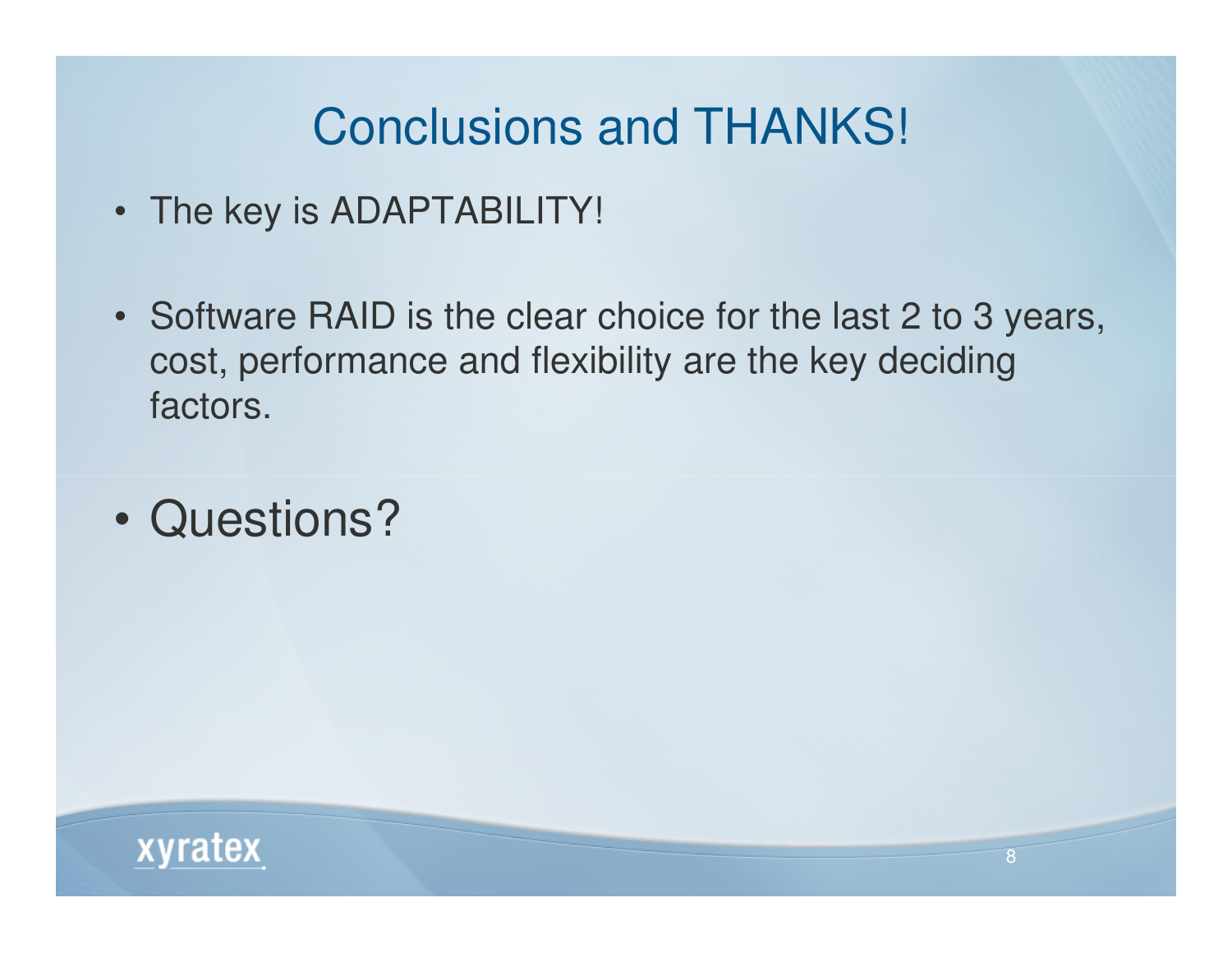# Conclusions and THANKS!

- The key is ADAPTABILITY!
- Software RAID is the clear choice for the last 2 to 3 years, cost, performance and flexibility are the key deciding factors.
- Questions?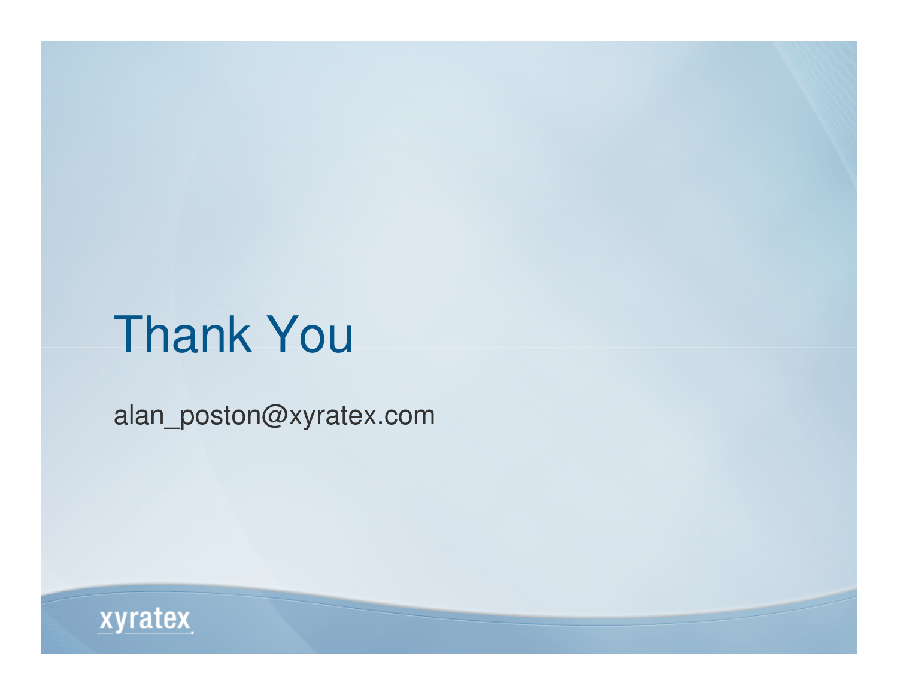# Thank You

alan_poston@xyratex.com